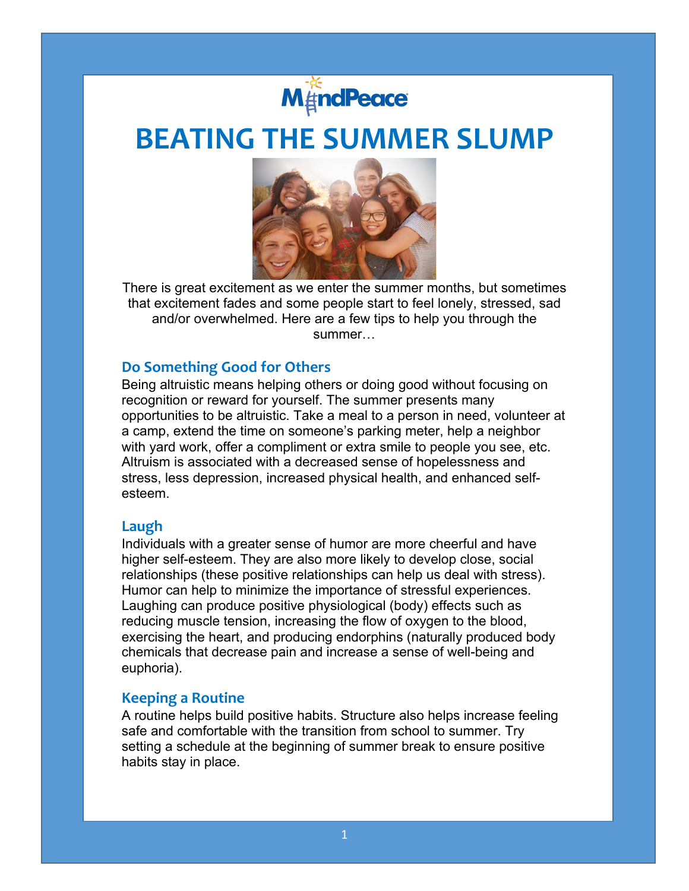MindPeace

# BEATING THE SUMMER SLUMP

There is great excitement as we enter the summer months, but sometimes that excitement fades and some people start to feel lonely, stressed, sad and/or overwhelmed. Here are a few tips to help you through the summer…

## Do Something Good for Others

Being altruistic means helping others or doing good without focusing on recognition or reward for yourself. The summer presents many opportunities to be altruistic. Take a meal to a person in need, volunteer at a camp, extend the time on someone's parking meter, help a neighbor with yard work, offer a compliment or extra smile to people you see, etc. Altruism is associated with a decreased sense of hopelessness and stress, less depression, increased physical health, and enhanced self-esteem.

## Laugh

Individuals with a greater sense of humor are more cheerful and have higher self-esteem. They are also more likely to develop close, social relationships (these positive relationships can help us deal with stress). Humor can help to minimize the importance of stressful experiences. Laughing can produce positive physiological (body) effects such as reducing muscle tension, increasing the flow of oxygen to the blood, exercising the heart, and producing endorphins (naturally produced body chemicals that decrease pain and increase a sense of well-being and euphoria).

## Keeping a Routine

A routine helps build positive habits. Structure also helps increase feeling safe and comfortable with the transition from school to summer. Try setting a schedule at the beginning of summer break to ensure positive habits stay in place.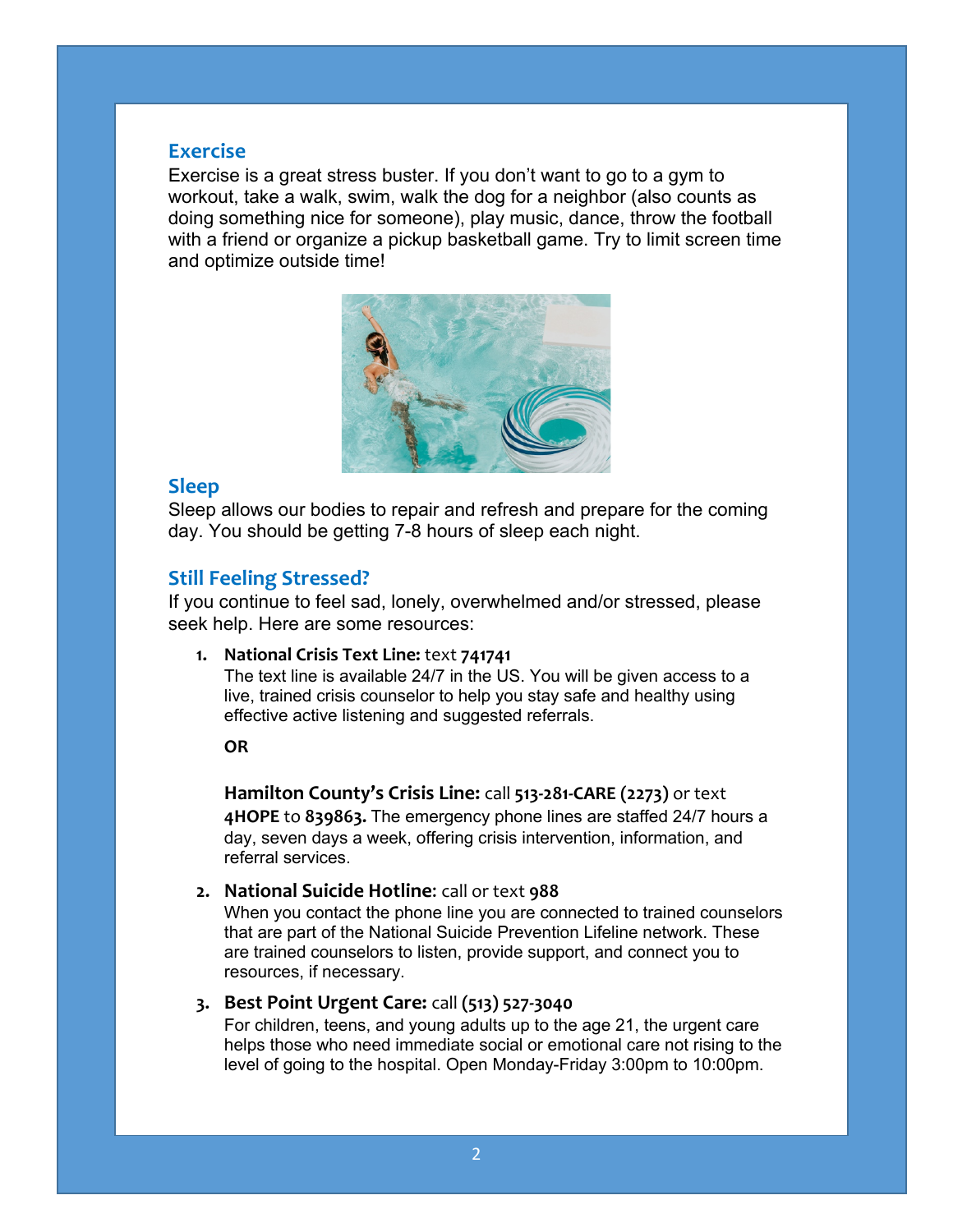### Exercise

Exercise is a great stress buster. If you don't want to go to a gym to workout, take a walk, swim, walk the dog for a neighbor (also counts as doing something nice for someone), play music, dance, throw the football with a friend or organize a pickup basketball game. Try to limit screen time and optimize outside time!

### Sleep

Sleep allows our bodies to repair and refresh and prepare for the coming day. You should be getting 7-8 hours of sleep each night.

### Still Feeling Stressed?

If you continue to feel sad, lonely, overwhelmed and/or stressed, please seek help. Here are some resources:

1. **National Crisis Text Line:** text **741741**
   The text line is available 24/7 in the US. You will be given access to a live, trained crisis counselor to help you stay safe and healthy using effective active listening and suggested referrals.

   **OR**

   **Hamilton County's Crisis Line:** call **513-281-CARE (2273)** or text **4HOPE** to **839863.** The emergency phone lines are staffed 24/7 hours a day, seven days a week, offering crisis intervention, information, and referral services.

2. **National Suicide Hotline**: call or text **988**
   When you contact the phone line you are connected to trained counselors that are part of the National Suicide Prevention Lifeline network. These are trained counselors to listen, provide support, and connect you to resources, if necessary.

3. **Best Point Urgent Care:** call **(513) 527-3040**
   For children, teens, and young adults up to the age 21, the urgent care helps those who need immediate social or emotional care not rising to the level of going to the hospital. Open Monday-Friday 3:00pm to 10:00pm.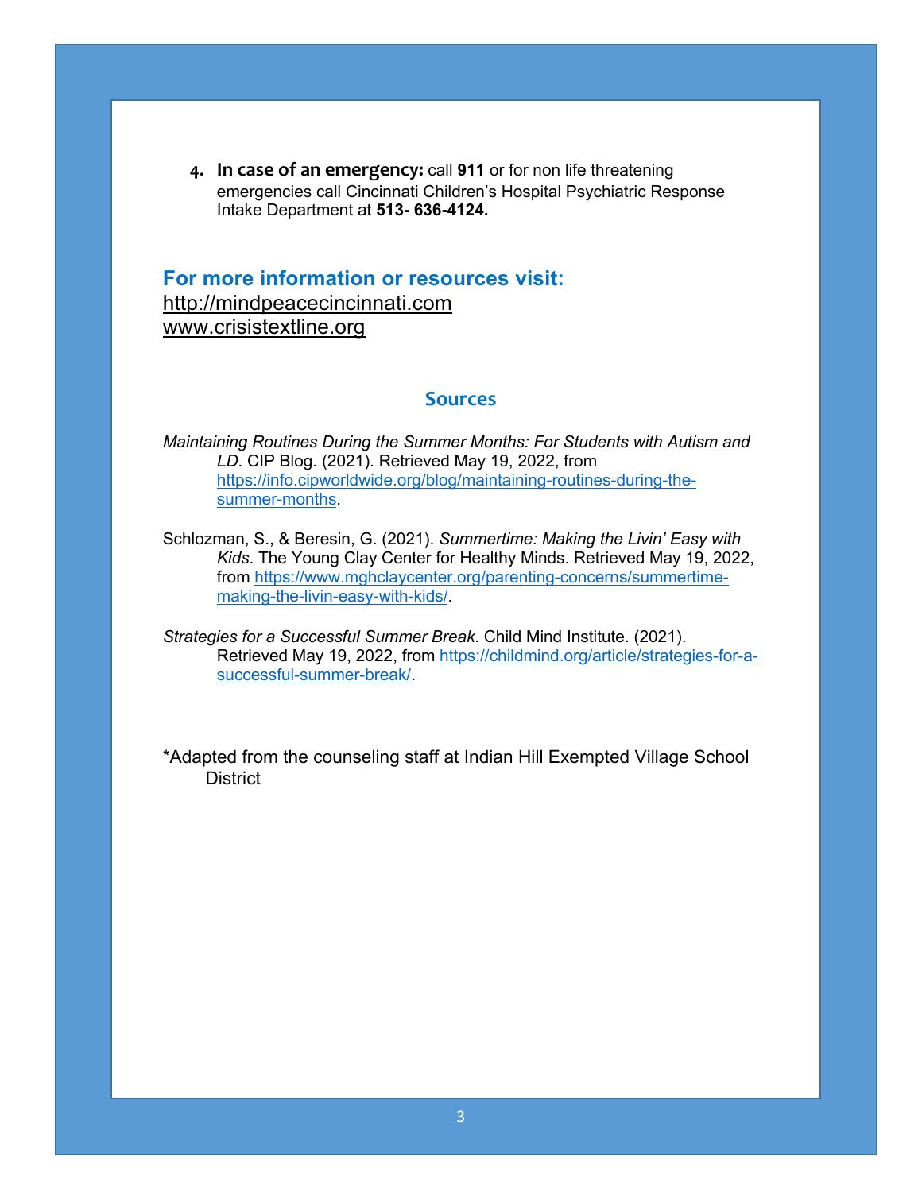4. **In case of an emergency:** call **911** or for non life threatening emergencies call Cincinnati Children's Hospital Psychiatric Response Intake Department at **513- 636-4124.**

**For more information or resources visit:**
http://mindpeacecincinnati.com
www.crisistextline.org

## Sources

*Maintaining Routines During the Summer Months: For Students with Autism and LD*. CIP Blog. (2021). Retrieved May 19, 2022, from https://info.cipworldwide.org/blog/maintaining-routines-during-the-summer-months.

Schlozman, S., & Beresin, G. (2021). *Summertime: Making the Livin' Easy with Kids*. The Young Clay Center for Healthy Minds. Retrieved May 19, 2022, from https://www.mghclaycenter.org/parenting-concerns/summertime-making-the-livin-easy-with-kids/.

*Strategies for a Successful Summer Break*. Child Mind Institute. (2021). Retrieved May 19, 2022, from https://childmind.org/article/strategies-for-a-successful-summer-break/.

*Adapted from the counseling staff at Indian Hill Exempted Village School District